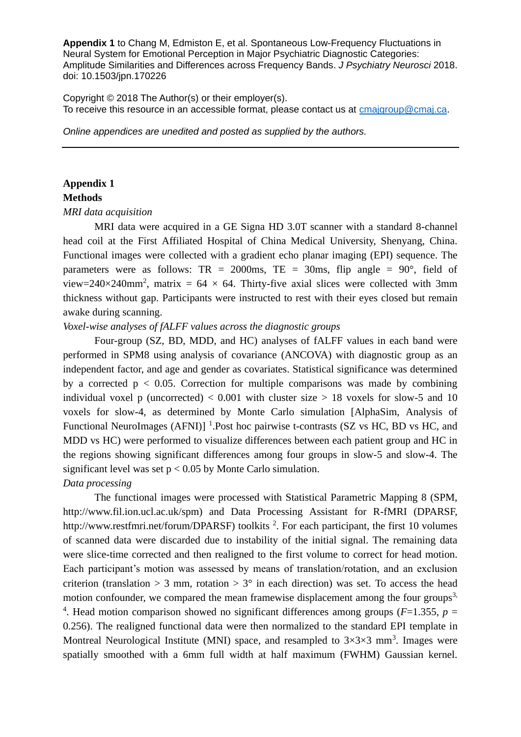**Appendix 1** to Chang M, Edmiston E, et al. Spontaneous Low-Frequency Fluctuations in Neural System for Emotional Perception in Major Psychiatric Diagnostic Categories: Amplitude Similarities and Differences across Frequency Bands. *J Psychiatry Neurosci* 2018. doi: 10.1503/jpn.170226

Copyright © 2018 The Author(s) or their employer(s).
To receive this resource in an accessible format, please contact us at cmajgroup@cmaj.ca.

*Online appendices are unedited and posted as supplied by the authors.*

---

## Appendix 1

### Methods

*MRI data acquisition*

MRI data were acquired in a GE Signa HD 3.0T scanner with a standard 8-channel head coil at the First Affiliated Hospital of China Medical University, Shenyang, China. Functional images were collected with a gradient echo planar imaging (EPI) sequence. The parameters were as follows: TR = 2000ms, TE = 30ms, flip angle = 90°, field of view=240×240mm$^2$, matrix = 64 × 64. Thirty-five axial slices were collected with 3mm thickness without gap. Participants were instructed to rest with their eyes closed but remain awake during scanning.

*Voxel-wise analyses of fALFF values across the diagnostic groups*

Four-group (SZ, BD, MDD, and HC) analyses of fALFF values in each band were performed in SPM8 using analysis of covariance (ANCOVA) with diagnostic group as an independent factor, and age and gender as covariates. Statistical significance was determined by a corrected $p < 0.05$. Correction for multiple comparisons was made by combining individual voxel p (uncorrected) $< 0.001$ with cluster size $> 18$ voxels for slow-5 and 10 voxels for slow-4, as determined by Monte Carlo simulation [AlphaSim, Analysis of Functional NeuroImages (AFNI)] [1].Post hoc pairwise t-contrasts (SZ vs HC, BD vs HC, and MDD vs HC) were performed to visualize differences between each patient group and HC in the regions showing significant differences among four groups in slow-5 and slow-4. The significant level was set $p < 0.05$ by Monte Carlo simulation.

*Data processing*

The functional images were processed with Statistical Parametric Mapping 8 (SPM, http://www.fil.ion.ucl.ac.uk/spm) and Data Processing Assistant for R-fMRI (DPARSF, http://www.restfmri.net/forum/DPARSF) toolkits [2]. For each participant, the first 10 volumes of scanned data were discarded due to instability of the initial signal. The remaining data were slice-time corrected and then realigned to the first volume to correct for head motion. Each participant's motion was assessed by means of translation/rotation, and an exclusion criterion (translation > 3 mm, rotation > 3° in each direction) was set. To access the head motion confounder, we compared the mean framewise displacement among the four groups[3, 4]. Head motion comparison showed no significant differences among groups ($F$=1.355, $p$ = 0.256). The realigned functional data were then normalized to the standard EPI template in Montreal Neurological Institute (MNI) space, and resampled to 3×3×3 mm$^3$. Images were spatially smoothed with a 6mm full width at half maximum (FWHM) Gaussian kernel.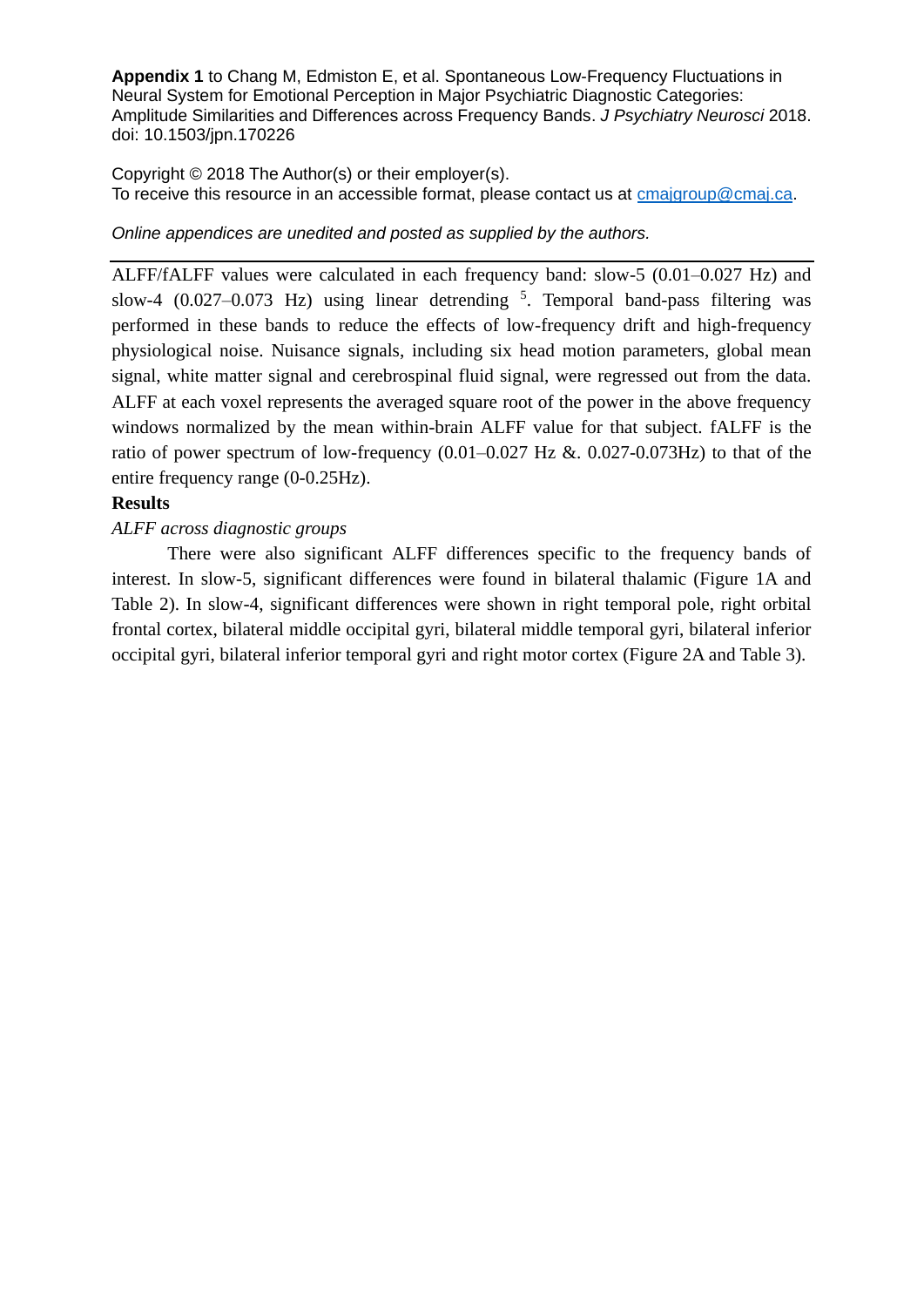**Appendix 1** to Chang M, Edmiston E, et al. Spontaneous Low-Frequency Fluctuations in Neural System for Emotional Perception in Major Psychiatric Diagnostic Categories: Amplitude Similarities and Differences across Frequency Bands. *J Psychiatry Neurosci* 2018. doi: 10.1503/jpn.170226

Copyright © 2018 The Author(s) or their employer(s).
To receive this resource in an accessible format, please contact us at cmajgroup@cmaj.ca.

*Online appendices are unedited and posted as supplied by the authors.*

---

ALFF/fALFF values were calculated in each frequency band: slow-5 (0.01–0.027 Hz) and slow-4 (0.027–0.073 Hz) using linear detrending [5]. Temporal band-pass filtering was performed in these bands to reduce the effects of low-frequency drift and high-frequency physiological noise. Nuisance signals, including six head motion parameters, global mean signal, white matter signal and cerebrospinal fluid signal, were regressed out from the data. ALFF at each voxel represents the averaged square root of the power in the above frequency windows normalized by the mean within-brain ALFF value for that subject. fALFF is the ratio of power spectrum of low-frequency (0.01–0.027 Hz &. 0.027-0.073Hz) to that of the entire frequency range (0-0.25Hz).

**Results**

*ALFF across diagnostic groups*

There were also significant ALFF differences specific to the frequency bands of interest. In slow-5, significant differences were found in bilateral thalamic (Figure 1A and Table 2). In slow-4, significant differences were shown in right temporal pole, right orbital frontal cortex, bilateral middle occipital gyri, bilateral middle temporal gyri, bilateral inferior occipital gyri, bilateral inferior temporal gyri and right motor cortex (Figure 2A and Table 3).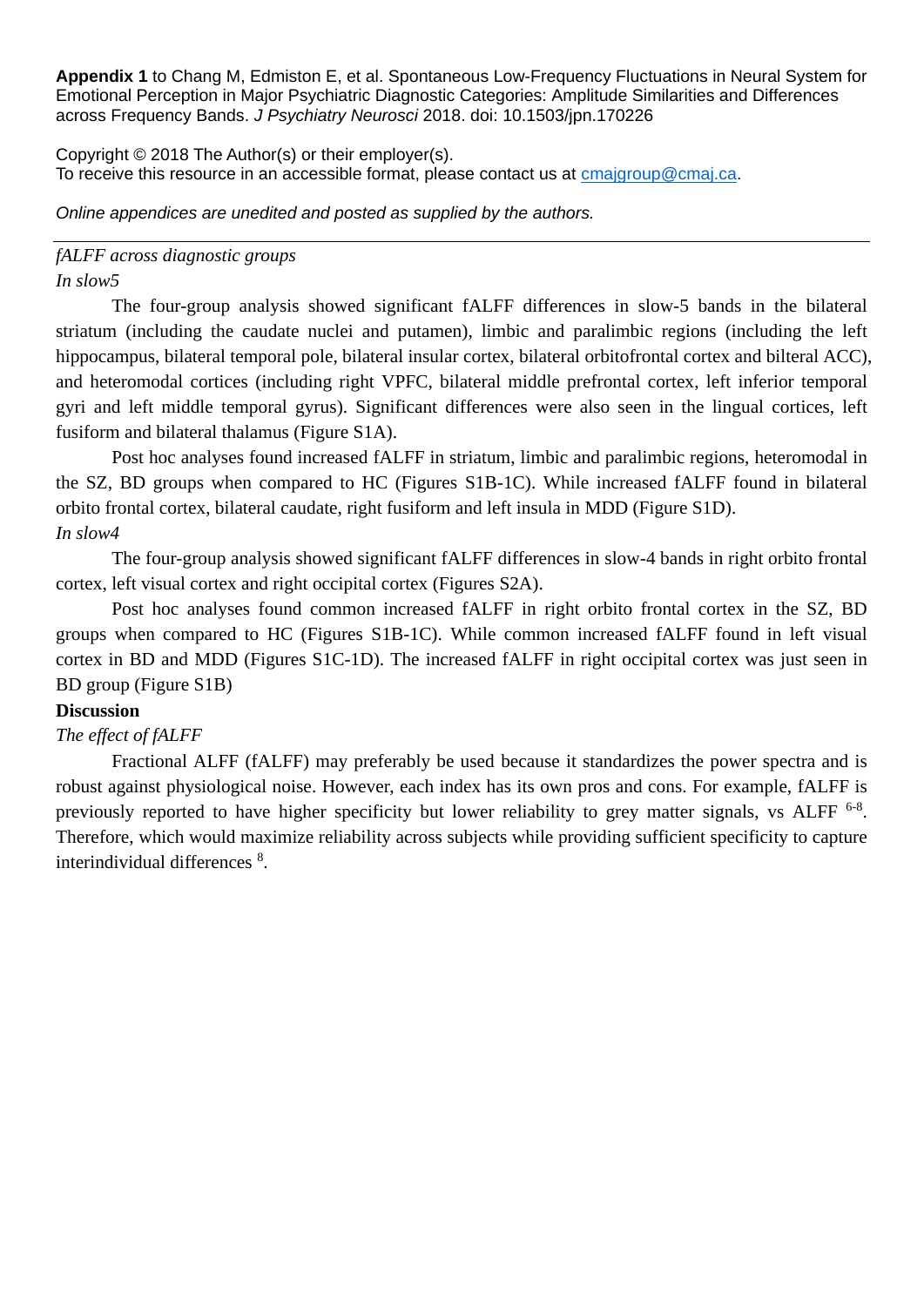**Appendix 1** to Chang M, Edmiston E, et al. Spontaneous Low-Frequency Fluctuations in Neural System for Emotional Perception in Major Psychiatric Diagnostic Categories: Amplitude Similarities and Differences across Frequency Bands. *J Psychiatry Neurosci* 2018. doi: 10.1503/jpn.170226

Copyright © 2018 The Author(s) or their employer(s).
To receive this resource in an accessible format, please contact us at cmajgroup@cmaj.ca.

*Online appendices are unedited and posted as supplied by the authors.*

---

*fALFF across diagnostic groups*

*In slow5*

The four-group analysis showed significant fALFF differences in slow-5 bands in the bilateral striatum (including the caudate nuclei and putamen), limbic and paralimbic regions (including the left hippocampus, bilateral temporal pole, bilateral insular cortex, bilateral orbitofrontal cortex and bilteral ACC), and heteromodal cortices (including right VPFC, bilateral middle prefrontal cortex, left inferior temporal gyri and left middle temporal gyrus). Significant differences were also seen in the lingual cortices, left fusiform and bilateral thalamus (Figure S1A).

Post hoc analyses found increased fALFF in striatum, limbic and paralimbic regions, heteromodal in the SZ, BD groups when compared to HC (Figures S1B-1C). While increased fALFF found in bilateral orbito frontal cortex, bilateral caudate, right fusiform and left insula in MDD (Figure S1D).

*In slow4*

The four-group analysis showed significant fALFF differences in slow-4 bands in right orbito frontal cortex, left visual cortex and right occipital cortex (Figures S2A).

Post hoc analyses found common increased fALFF in right orbito frontal cortex in the SZ, BD groups when compared to HC (Figures S1B-1C). While common increased fALFF found in left visual cortex in BD and MDD (Figures S1C-1D). The increased fALFF in right occipital cortex was just seen in BD group (Figure S1B)

**Discussion**

*The effect of fALFF*

Fractional ALFF (fALFF) may preferably be used because it standardizes the power spectra and is robust against physiological noise. However, each index has its own pros and cons. For example, fALFF is previously reported to have higher specificity but lower reliability to grey matter signals, vs ALFF [6-8]. Therefore, which would maximize reliability across subjects while providing sufficient specificity to capture interindividual differences [8].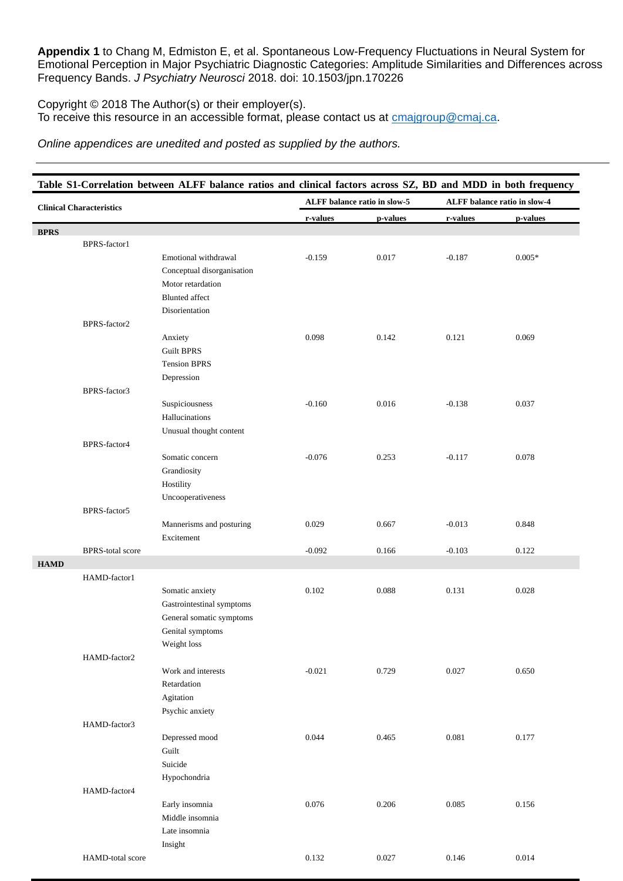**Appendix 1** to Chang M, Edmiston E, et al. Spontaneous Low-Frequency Fluctuations in Neural System for Emotional Perception in Major Psychiatric Diagnostic Categories: Amplitude Similarities and Differences across Frequency Bands. *J Psychiatry Neurosci* 2018. doi: 10.1503/jpn.170226

Copyright © 2018 The Author(s) or their employer(s).
To receive this resource in an accessible format, please contact us at cmajgroup@cmaj.ca.

*Online appendices are unedited and posted as supplied by the authors.*

---

**Table S1-Correlation between ALFF balance ratios and clinical factors across SZ, BD and MDD in both frequency**

| Clinical Characteristics | | | ALFF balance ratio in slow-5 | | ALFF balance ratio in slow-4 | |
|---|---|---|---|---|---|---|
| | | | r-values | p-values | r-values | p-values |
| **BPRS** | | | | | | |
| | BPRS-factor1 | | | | | |
| | | Emotional withdrawal<br>Conceptual disorganisation<br>Motor retardation<br>Blunted affect<br>Disorientation | -0.159 | 0.017 | -0.187 | 0.005* |
| | BPRS-factor2 | | | | | |
| | | Anxiety<br>Guilt BPRS<br>Tension BPRS<br>Depression | 0.098 | 0.142 | 0.121 | 0.069 |
| | BPRS-factor3 | | | | | |
| | | Suspiciousness<br>Hallucinations<br>Unusual thought content | -0.160 | 0.016 | -0.138 | 0.037 |
| | BPRS-factor4 | | | | | |
| | | Somatic concern<br>Grandiosity<br>Hostility<br>Uncooperativeness | -0.076 | 0.253 | -0.117 | 0.078 |
| | BPRS-factor5 | | | | | |
| | | Mannerisms and posturing<br>Excitement | 0.029 | 0.667 | -0.013 | 0.848 |
| | BPRS-total score | | -0.092 | 0.166 | -0.103 | 0.122 |
| **HAMD** | | | | | | |
| | HAMD-factor1 | | | | | |
| | | Somatic anxiety<br>Gastrointestinal symptoms<br>General somatic symptoms<br>Genital symptoms<br>Weight loss | 0.102 | 0.088 | 0.131 | 0.028 |
| | HAMD-factor2 | | | | | |
| | | Work and interests<br>Retardation<br>Agitation<br>Psychic anxiety | -0.021 | 0.729 | 0.027 | 0.650 |
| | HAMD-factor3 | | | | | |
| | | Depressed mood<br>Guilt<br>Suicide<br>Hypochondria | 0.044 | 0.465 | 0.081 | 0.177 |
| | HAMD-factor4 | | | | | |
| | | Early insomnia<br>Middle insomnia<br>Late insomnia<br>Insight | 0.076 | 0.206 | 0.085 | 0.156 |
| | HAMD-total score | | 0.132 | 0.027 | 0.146 | 0.014 |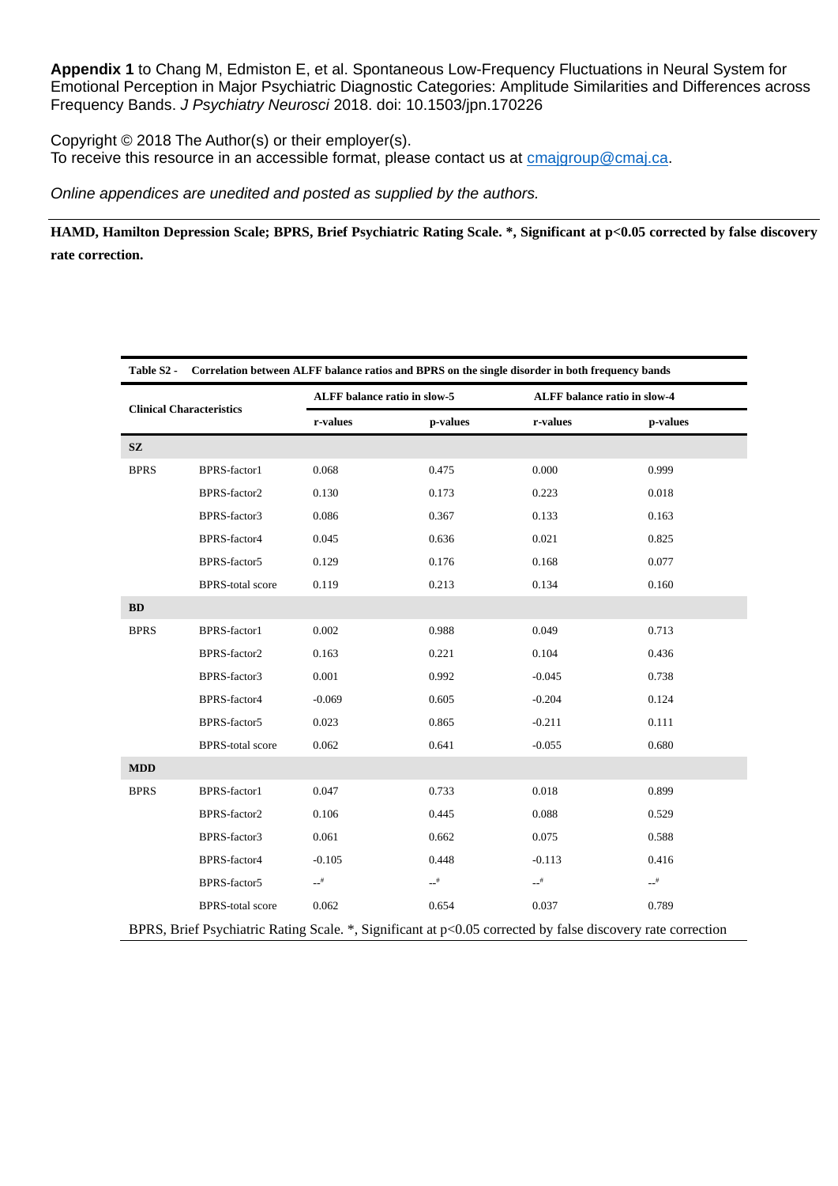**Appendix 1** to Chang M, Edmiston E, et al. Spontaneous Low-Frequency Fluctuations in Neural System for Emotional Perception in Major Psychiatric Diagnostic Categories: Amplitude Similarities and Differences across Frequency Bands. *J Psychiatry Neurosci* 2018. doi: 10.1503/jpn.170226

Copyright © 2018 The Author(s) or their employer(s).
To receive this resource in an accessible format, please contact us at cmajgroup@cmaj.ca.

*Online appendices are unedited and posted as supplied by the authors.*

**HAMD, Hamilton Depression Scale; BPRS, Brief Psychiatric Rating Scale. \*, Significant at p<0.05 corrected by false discovery rate correction.**

**Table S2 - Correlation between ALFF balance ratios and BPRS on the single disorder in both frequency bands**

| Clinical Characteristics | | ALFF balance ratio in slow-5 | | ALFF balance ratio in slow-4 | |
|---|---|---|---|---|---|
| | | r-values | p-values | r-values | p-values |
| **SZ** | | | | | |
| BPRS | BPRS-factor1 | 0.068 | 0.475 | 0.000 | 0.999 |
| | BPRS-factor2 | 0.130 | 0.173 | 0.223 | 0.018 |
| | BPRS-factor3 | 0.086 | 0.367 | 0.133 | 0.163 |
| | BPRS-factor4 | 0.045 | 0.636 | 0.021 | 0.825 |
| | BPRS-factor5 | 0.129 | 0.176 | 0.168 | 0.077 |
| | BPRS-total score | 0.119 | 0.213 | 0.134 | 0.160 |
| **BD** | | | | | |
| BPRS | BPRS-factor1 | 0.002 | 0.988 | 0.049 | 0.713 |
| | BPRS-factor2 | 0.163 | 0.221 | 0.104 | 0.436 |
| | BPRS-factor3 | 0.001 | 0.992 | -0.045 | 0.738 |
| | BPRS-factor4 | -0.069 | 0.605 | -0.204 | 0.124 |
| | BPRS-factor5 | 0.023 | 0.865 | -0.211 | 0.111 |
| | BPRS-total score | 0.062 | 0.641 | -0.055 | 0.680 |
| **MDD** | | | | | |
| BPRS | BPRS-factor1 | 0.047 | 0.733 | 0.018 | 0.899 |
| | BPRS-factor2 | 0.106 | 0.445 | 0.088 | 0.529 |
| | BPRS-factor3 | 0.061 | 0.662 | 0.075 | 0.588 |
| | BPRS-factor4 | -0.105 | 0.448 | -0.113 | 0.416 |
| | BPRS-factor5 | --# | --# | --# | --# |
| | BPRS-total score | 0.062 | 0.654 | 0.037 | 0.789 |

BPRS, Brief Psychiatric Rating Scale. *, Significant at p<0.05 corrected by false discovery rate correction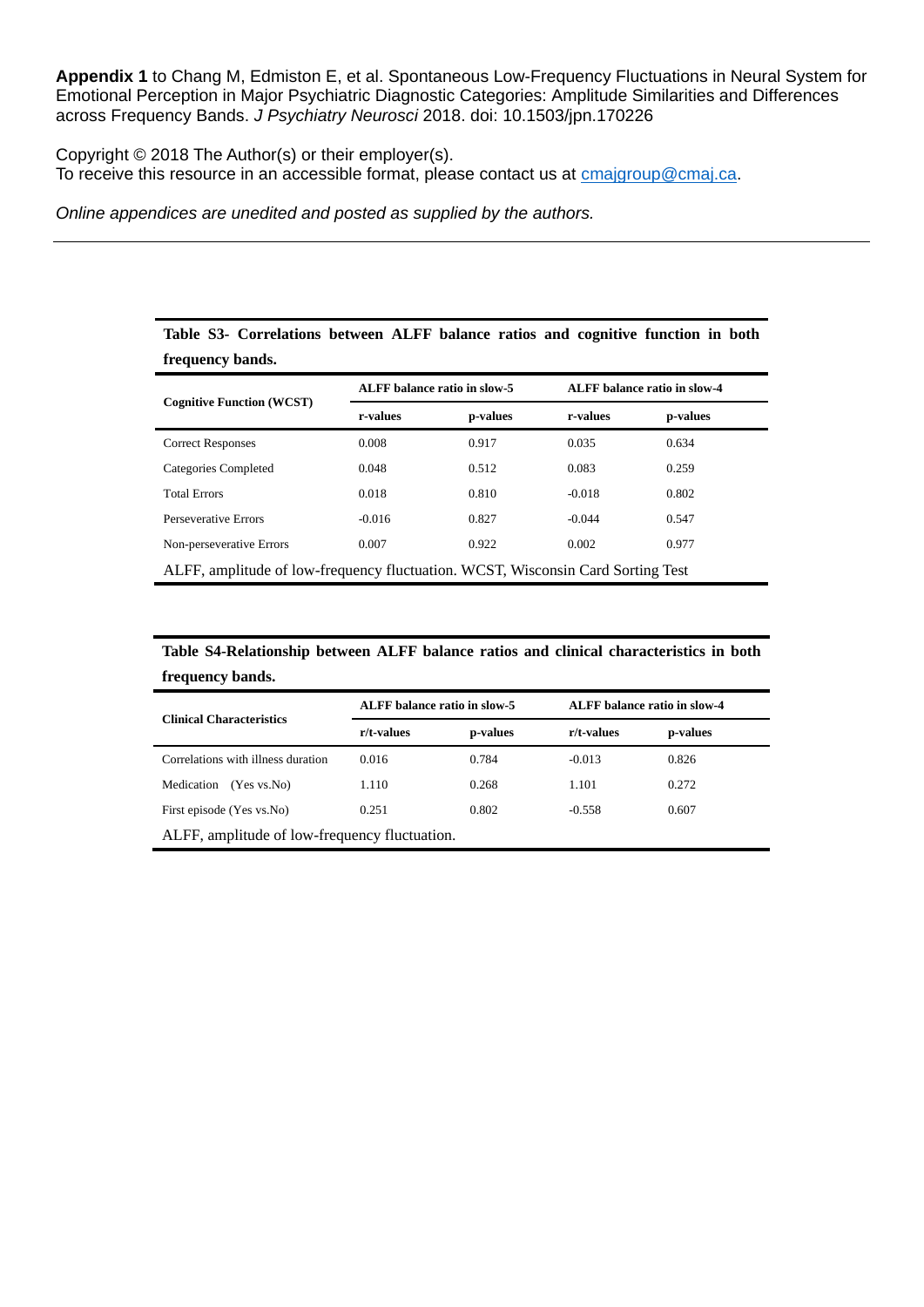**Appendix 1** to Chang M, Edmiston E, et al. Spontaneous Low-Frequency Fluctuations in Neural System for Emotional Perception in Major Psychiatric Diagnostic Categories: Amplitude Similarities and Differences across Frequency Bands. *J Psychiatry Neurosci* 2018. doi: 10.1503/jpn.170226

Copyright © 2018 The Author(s) or their employer(s).
To receive this resource in an accessible format, please contact us at cmajgroup@cmaj.ca.

*Online appendices are unedited and posted as supplied by the authors.*

---

**Table S3- Correlations between ALFF balance ratios and cognitive function in both frequency bands.**

| Cognitive Function (WCST) | ALFF balance ratio in slow-5 | | ALFF balance ratio in slow-4 | |
|---|---|---|---|---|
| | r-values | p-values | r-values | p-values |
| Correct Responses | 0.008 | 0.917 | 0.035 | 0.634 |
| Categories Completed | 0.048 | 0.512 | 0.083 | 0.259 |
| Total Errors | 0.018 | 0.810 | -0.018 | 0.802 |
| Perseverative Errors | -0.016 | 0.827 | -0.044 | 0.547 |
| Non-perseverative Errors | 0.007 | 0.922 | 0.002 | 0.977 |

ALFF, amplitude of low-frequency fluctuation. WCST, Wisconsin Card Sorting Test

**Table S4-Relationship between ALFF balance ratios and clinical characteristics in both frequency bands.**

| Clinical Characteristics | ALFF balance ratio in slow-5 | | ALFF balance ratio in slow-4 | |
|---|---|---|---|---|
| | r/t-values | p-values | r/t-values | p-values |
| Correlations with illness duration | 0.016 | 0.784 | -0.013 | 0.826 |
| Medication (Yes vs.No) | 1.110 | 0.268 | 1.101 | 0.272 |
| First episode (Yes vs.No) | 0.251 | 0.802 | -0.558 | 0.607 |

ALFF, amplitude of low-frequency fluctuation.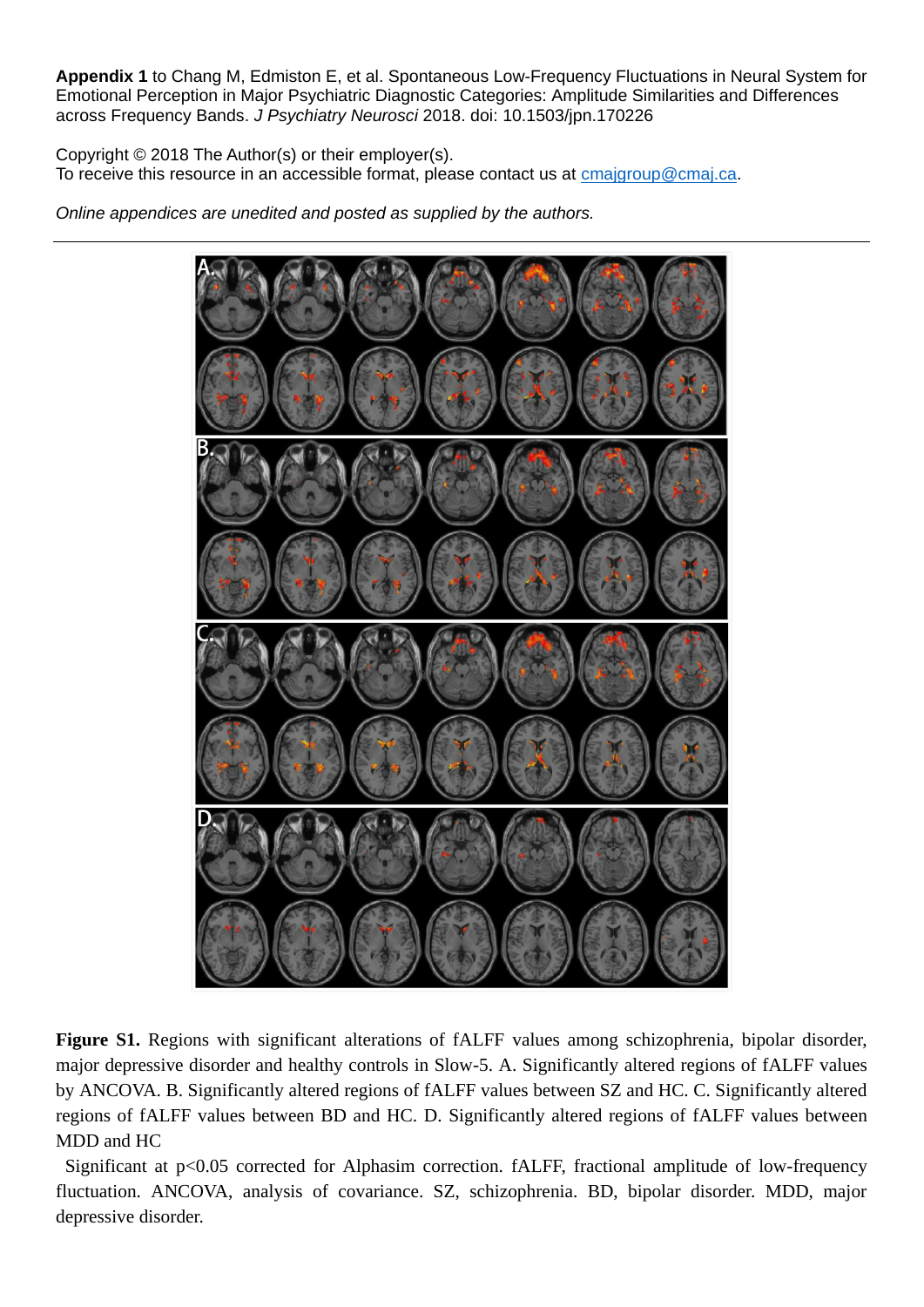**Appendix 1** to Chang M, Edmiston E, et al. Spontaneous Low-Frequency Fluctuations in Neural System for Emotional Perception in Major Psychiatric Diagnostic Categories: Amplitude Similarities and Differences across Frequency Bands. *J Psychiatry Neurosci* 2018. doi: 10.1503/jpn.170226

Copyright © 2018 The Author(s) or their employer(s).
To receive this resource in an accessible format, please contact us at cmajgroup@cmaj.ca.

*Online appendices are unedited and posted as supplied by the authors.*

---

**Figure S1.** Regions with significant alterations of fALFF values among schizophrenia, bipolar disorder, major depressive disorder and healthy controls in Slow-5. A. Significantly altered regions of fALFF values by ANCOVA. B. Significantly altered regions of fALFF values between SZ and HC. C. Significantly altered regions of fALFF values between BD and HC. D. Significantly altered regions of fALFF values between MDD and HC

Significant at p<0.05 corrected for Alphasim correction. fALFF, fractional amplitude of low-frequency fluctuation. ANCOVA, analysis of covariance. SZ, schizophrenia. BD, bipolar disorder. MDD, major depressive disorder.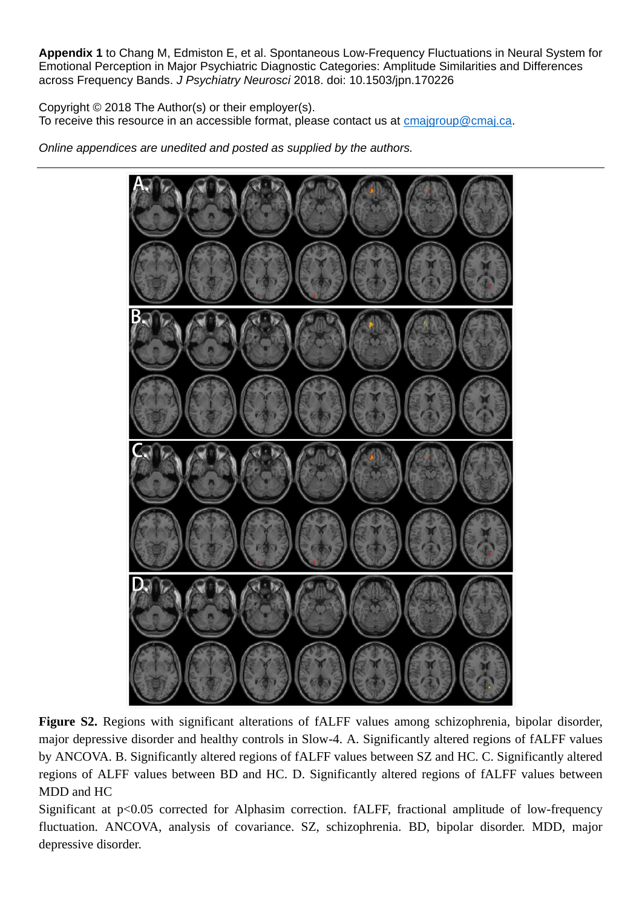**Appendix 1** to Chang M, Edmiston E, et al. Spontaneous Low-Frequency Fluctuations in Neural System for Emotional Perception in Major Psychiatric Diagnostic Categories: Amplitude Similarities and Differences across Frequency Bands. *J Psychiatry Neurosci* 2018. doi: 10.1503/jpn.170226

Copyright © 2018 The Author(s) or their employer(s).
To receive this resource in an accessible format, please contact us at cmajgroup@cmaj.ca.

*Online appendices are unedited and posted as supplied by the authors.*

---

**Figure S2.** Regions with significant alterations of fALFF values among schizophrenia, bipolar disorder, major depressive disorder and healthy controls in Slow-4. A. Significantly altered regions of fALFF values by ANCOVA. B. Significantly altered regions of fALFF values between SZ and HC. C. Significantly altered regions of ALFF values between BD and HC. D. Significantly altered regions of fALFF values between MDD and HC

Significant at $p<0.05$ corrected for Alphasim correction. fALFF, fractional amplitude of low-frequency fluctuation. ANCOVA, analysis of covariance. SZ, schizophrenia. BD, bipolar disorder. MDD, major depressive disorder.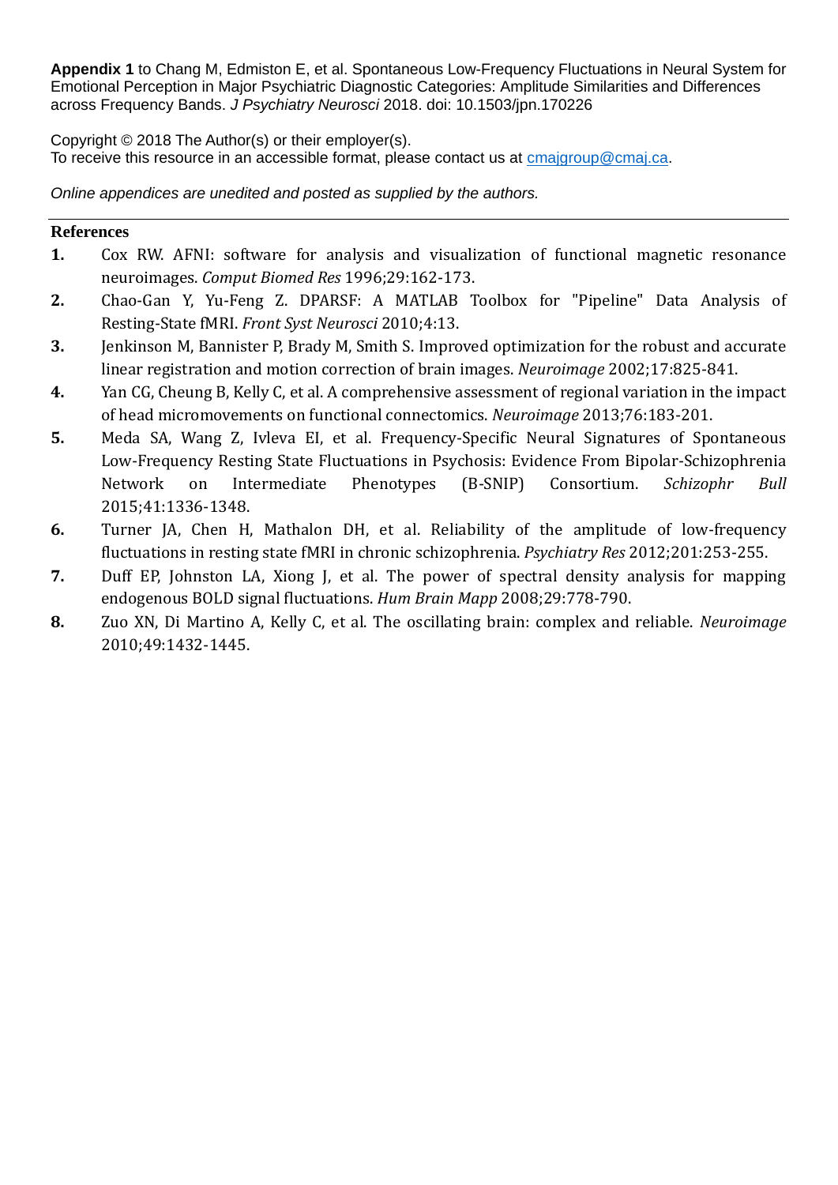**Appendix 1** to Chang M, Edmiston E, et al. Spontaneous Low-Frequency Fluctuations in Neural System for Emotional Perception in Major Psychiatric Diagnostic Categories: Amplitude Similarities and Differences across Frequency Bands. *J Psychiatry Neurosci* 2018. doi: 10.1503/jpn.170226

Copyright © 2018 The Author(s) or their employer(s).
To receive this resource in an accessible format, please contact us at cmajgroup@cmaj.ca.

*Online appendices are unedited and posted as supplied by the authors.*

**References**

1. Cox RW. AFNI: software for analysis and visualization of functional magnetic resonance neuroimages. *Comput Biomed Res* 1996;29:162-173.
2. Chao-Gan Y, Yu-Feng Z. DPARSF: A MATLAB Toolbox for "Pipeline" Data Analysis of Resting-State fMRI. *Front Syst Neurosci* 2010;4:13.
3. Jenkinson M, Bannister P, Brady M, Smith S. Improved optimization for the robust and accurate linear registration and motion correction of brain images. *Neuroimage* 2002;17:825-841.
4. Yan CG, Cheung B, Kelly C, et al. A comprehensive assessment of regional variation in the impact of head micromovements on functional connectomics. *Neuroimage* 2013;76:183-201.
5. Meda SA, Wang Z, Ivleva EI, et al. Frequency-Specific Neural Signatures of Spontaneous Low-Frequency Resting State Fluctuations in Psychosis: Evidence From Bipolar-Schizophrenia Network on Intermediate Phenotypes (B-SNIP) Consortium. *Schizophr Bull* 2015;41:1336-1348.
6. Turner JA, Chen H, Mathalon DH, et al. Reliability of the amplitude of low-frequency fluctuations in resting state fMRI in chronic schizophrenia. *Psychiatry Res* 2012;201:253-255.
7. Duff EP, Johnston LA, Xiong J, et al. The power of spectral density analysis for mapping endogenous BOLD signal fluctuations. *Hum Brain Mapp* 2008;29:778-790.
8. Zuo XN, Di Martino A, Kelly C, et al. The oscillating brain: complex and reliable. *Neuroimage* 2010;49:1432-1445.